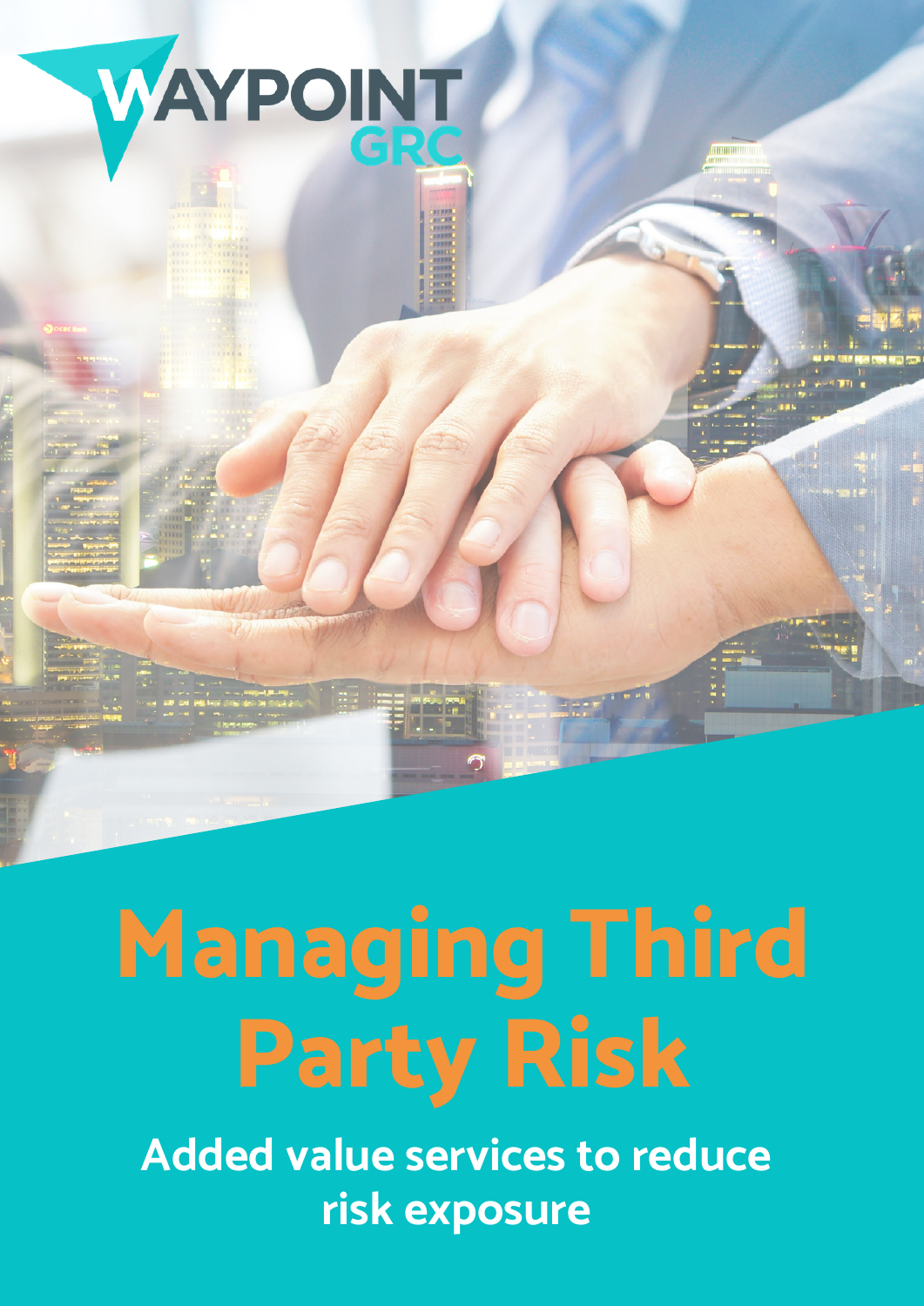WAYPOINT GRC

# Managing Third Party Risk

**Added value services to reduce risk exposure**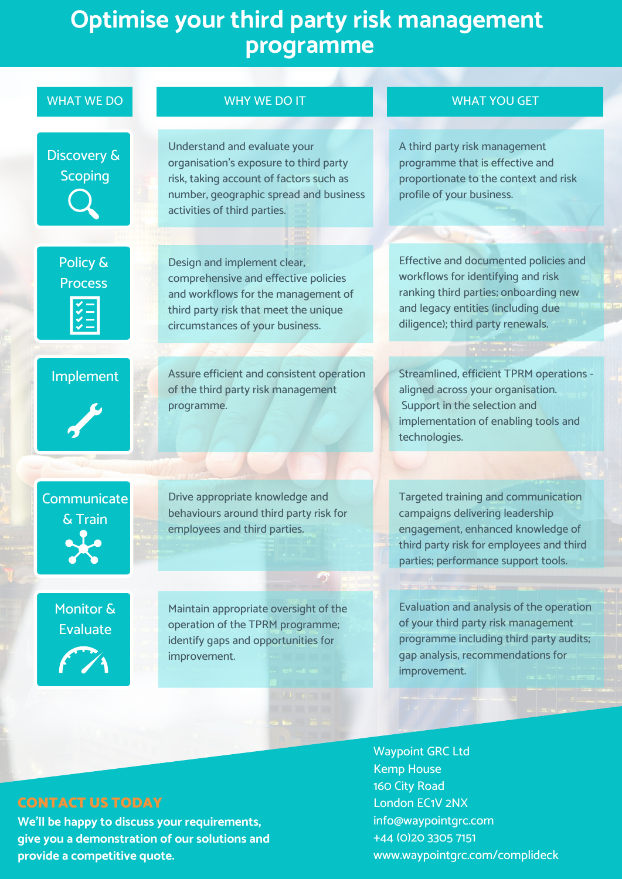# Optimise your third party risk management programme

| WHAT WE DO | WHY WE DO IT | WHAT YOU GET |
| --- | --- | --- |
| Discovery & Scoping | Understand and evaluate your organisation's exposure to third party risk, taking account of factors such as number, geographic spread and business activities of third parties. | A third party risk management programme that is effective and proportionate to the context and risk profile of your business. |
| Policy & Process | Design and implement clear, comprehensive and effective policies and workflows for the management of third party risk that meet the unique circumstances of your business. | Effective and documented policies and workflows for identifying and risk ranking third parties; onboarding new and legacy entities (including due diligence); third party renewals. |
| Implement | Assure efficient and consistent operation of the third party risk management programme. | Streamlined, efficient TPRM operations - aligned across your organisation. Support in the selection and implementation of enabling tools and technologies. |
| Communicate & Train | Drive appropriate knowledge and behaviours around third party risk for employees and third parties. | Targeted training and communication campaigns delivering leadership engagement, enhanced knowledge of third party risk for employees and third parties; performance support tools. |
| Monitor & Evaluate | Maintain appropriate oversight of the operation of the TPRM programme; identify gaps and opportunities for improvement. | Evaluation and analysis of the operation of your third party risk management programme including third party audits; gap analysis, recommendations for improvement. |

## CONTACT US TODAY

**We'll be happy to discuss your requirements, give you a demonstration of our solutions and provide a competitive quote.**

Waypoint GRC Ltd
Kemp House
160 City Road
London EC1V 2NX
info@waypointgrc.com
+44 (0)20 3305 7151
www.waypointgrc.com/complideck